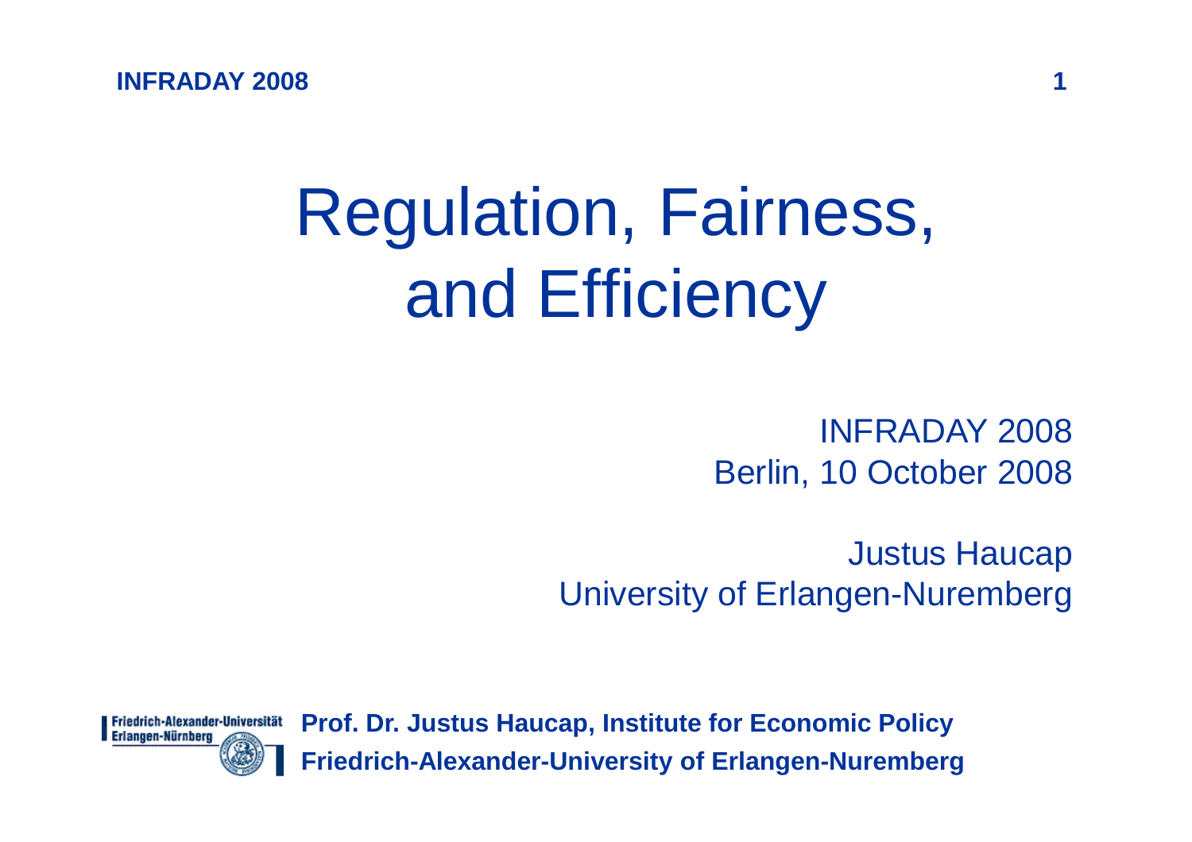# Regulation, Fairness, and Efficiency

INFRADAY 2008
Berlin, 10 October 2008

Justus Haucap
University of Erlangen-Nuremberg

**Prof. Dr. Justus Haucap, Institute for Economic Policy**
**Friedrich-Alexander-University of Erlangen-Nuremberg**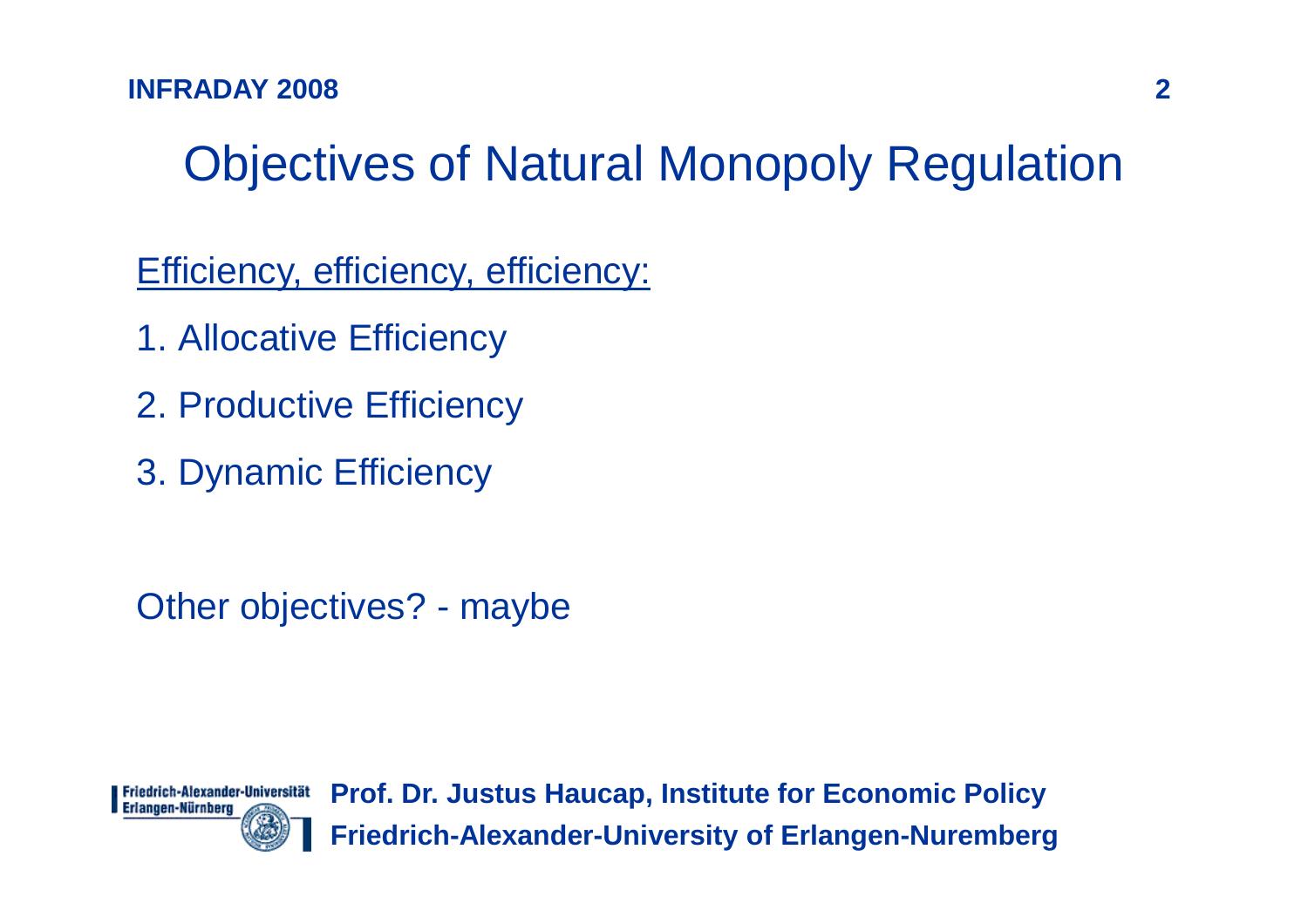# Objectives of Natural Monopoly Regulation

Efficiency, efficiency, efficiency:

1. Allocative Efficiency
2. Productive Efficiency
3. Dynamic Efficiency

Other objectives? - maybe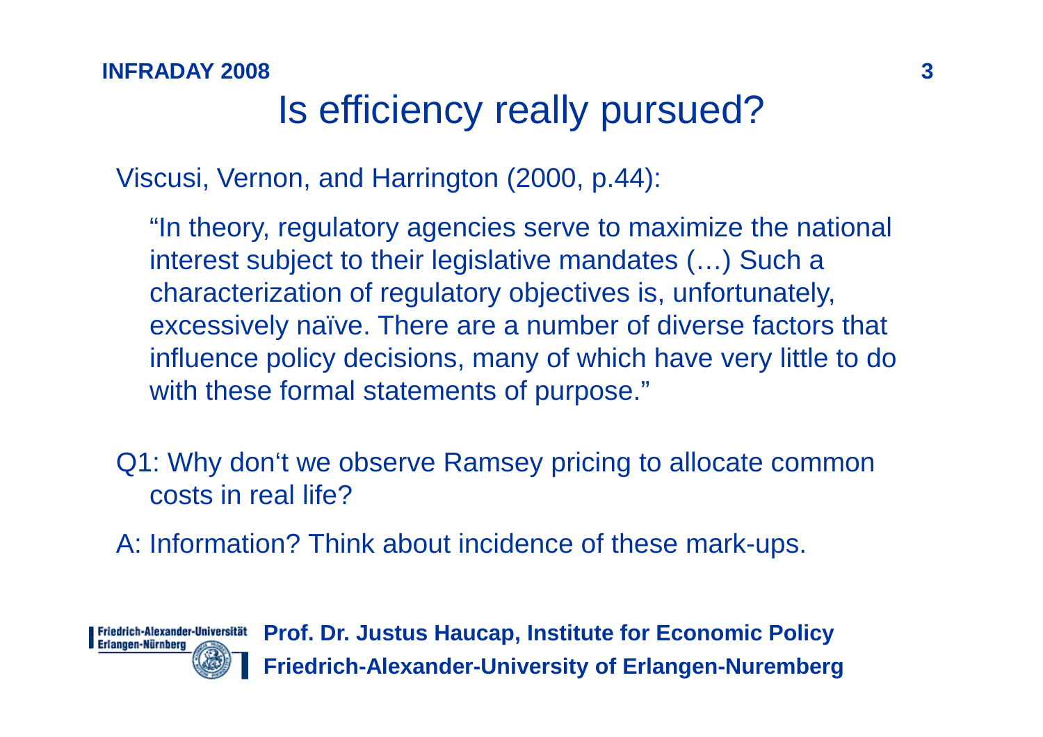# Is efficiency really pursued?

Viscusi, Vernon, and Harrington (2000, p.44):

> "In theory, regulatory agencies serve to maximize the national interest subject to their legislative mandates (…) Such a characterization of regulatory objectives is, unfortunately, excessively naïve. There are a number of diverse factors that influence policy decisions, many of which have very little to do with these formal statements of purpose."

Q1: Why don't we observe Ramsey pricing to allocate common costs in real life?

A: Information? Think about incidence of these mark-ups.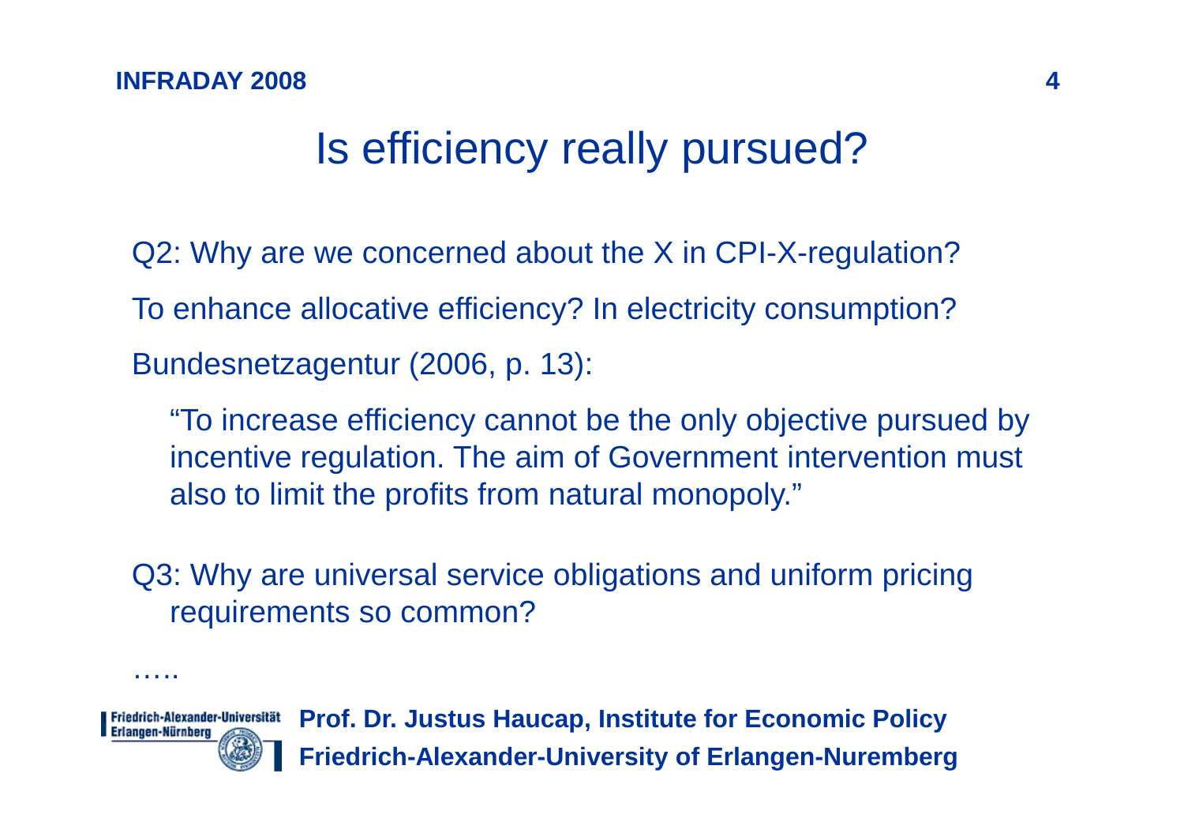# Is efficiency really pursued?

Q2: Why are we concerned about the X in CPI-X-regulation?

To enhance allocative efficiency? In electricity consumption?

Bundesnetzagentur (2006, p. 13):

> "To increase efficiency cannot be the only objective pursued by incentive regulation. The aim of Government intervention must also to limit the profits from natural monopoly."

Q3: Why are universal service obligations and uniform pricing requirements so common?

…..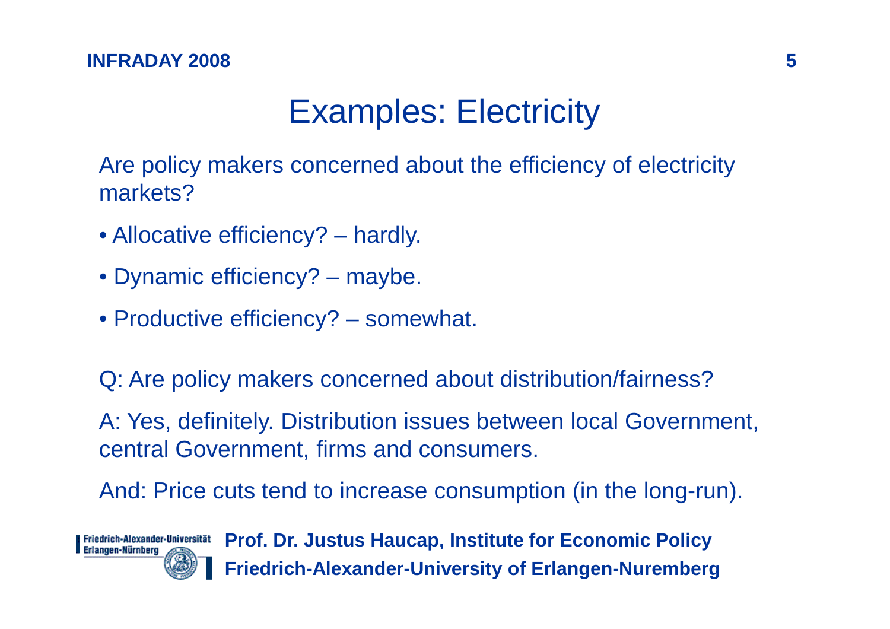# Examples: Electricity

Are policy makers concerned about the efficiency of electricity markets?

- Allocative efficiency? – hardly.
- Dynamic efficiency? – maybe.
- Productive efficiency? – somewhat.

Q: Are policy makers concerned about distribution/fairness?

A: Yes, definitely. Distribution issues between local Government, central Government, firms and consumers.

And: Price cuts tend to increase consumption (in the long-run).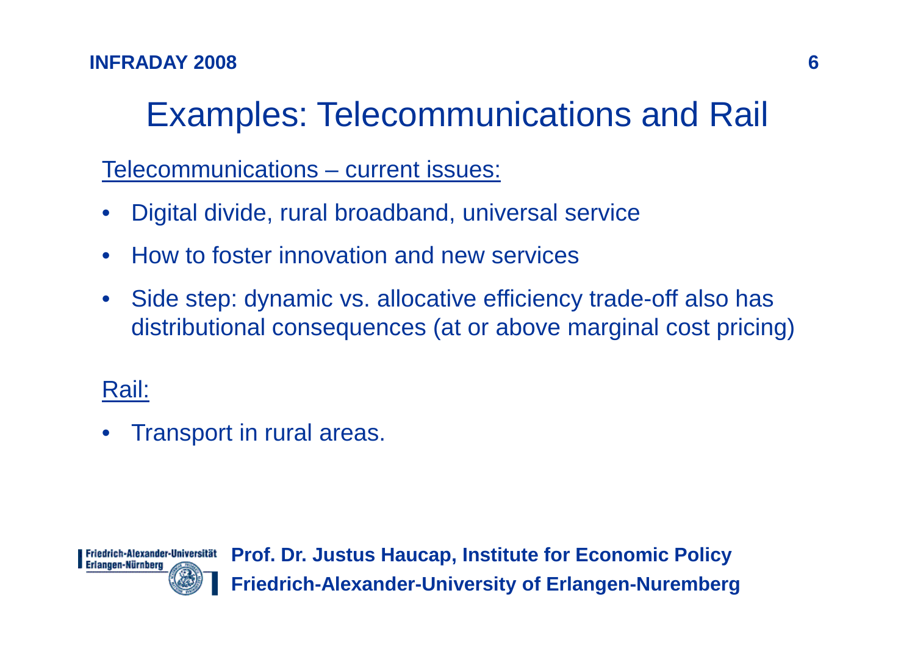# Examples: Telecommunications and Rail

Telecommunications – current issues:

- Digital divide, rural broadband, universal service
- How to foster innovation and new services
- Side step: dynamic vs. allocative efficiency trade-off also has distributional consequences (at or above marginal cost pricing)

Rail:

- Transport in rural areas.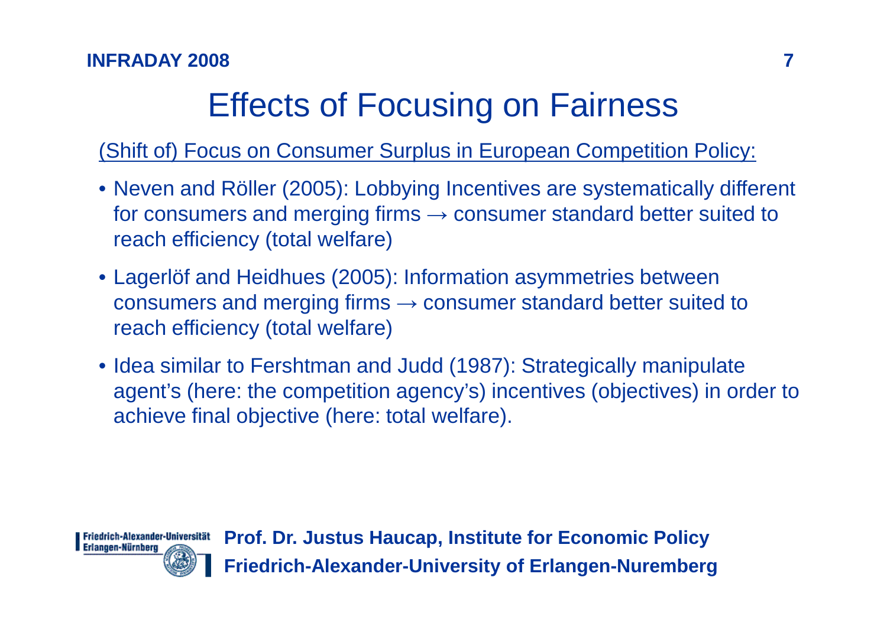# Effects of Focusing on Fairness

(Shift of) Focus on Consumer Surplus in European Competition Policy:

- Neven and Röller (2005): Lobbying Incentives are systematically different for consumers and merging firms → consumer standard better suited to reach efficiency (total welfare)
- Lagerlöf and Heidhues (2005): Information asymmetries between consumers and merging firms → consumer standard better suited to reach efficiency (total welfare)
- Idea similar to Fershtman and Judd (1987): Strategically manipulate agent's (here: the competition agency's) incentives (objectives) in order to achieve final objective (here: total welfare).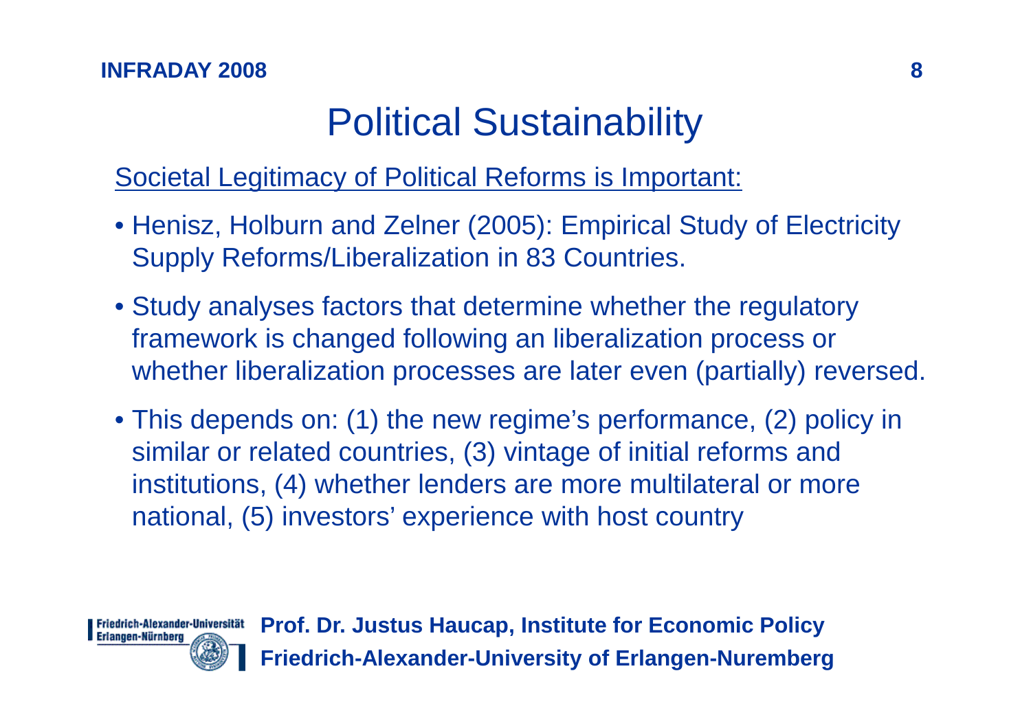# Political Sustainability

Societal Legitimacy of Political Reforms is Important:

- Henisz, Holburn and Zelner (2005): Empirical Study of Electricity Supply Reforms/Liberalization in 83 Countries.
- Study analyses factors that determine whether the regulatory framework is changed following an liberalization process or whether liberalization processes are later even (partially) reversed.
- This depends on: (1) the new regime's performance, (2) policy in similar or related countries, (3) vintage of initial reforms and institutions, (4) whether lenders are more multilateral or more national, (5) investors' experience with host country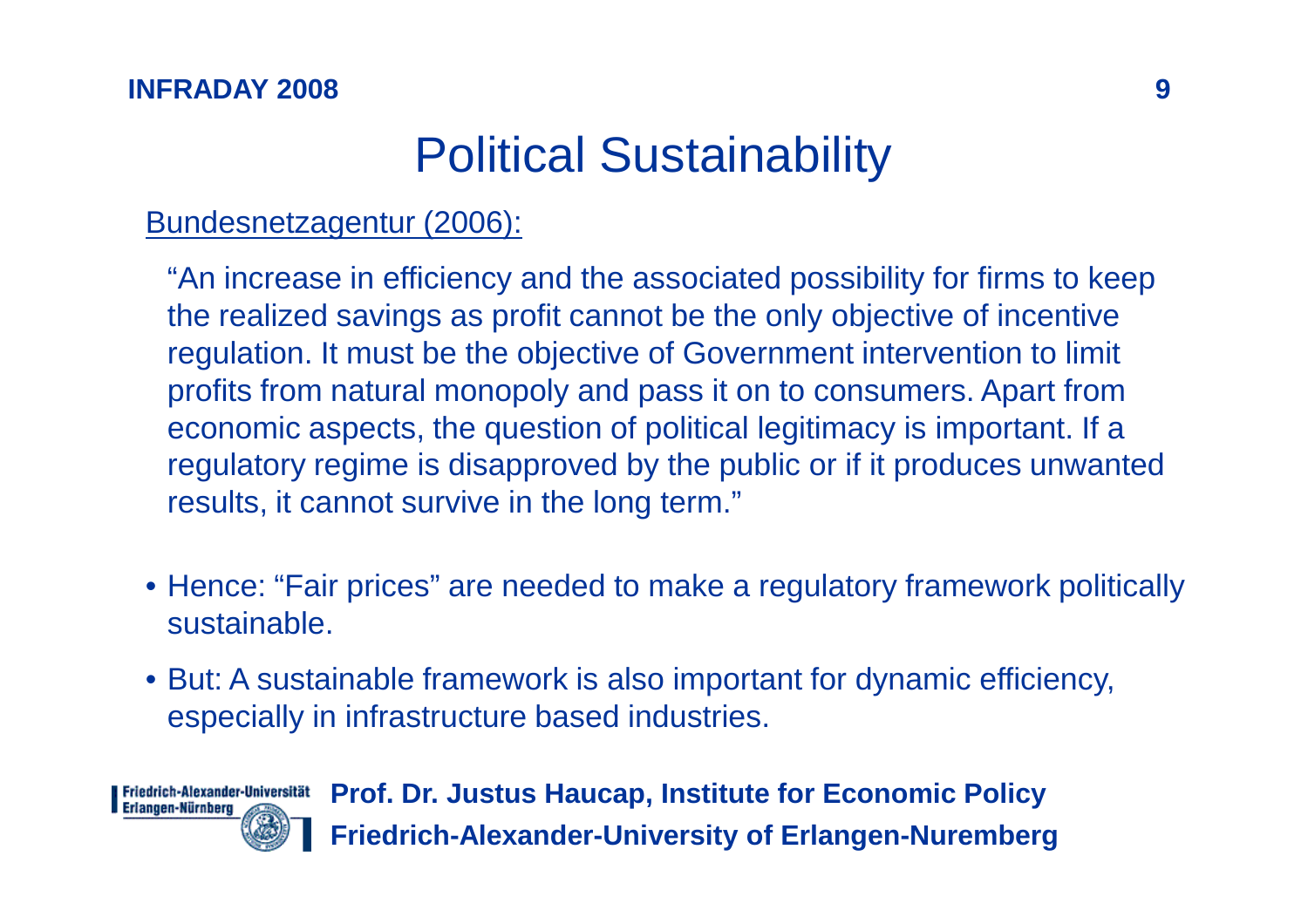# Political Sustainability

Bundesnetzagentur (2006):

> "An increase in efficiency and the associated possibility for firms to keep the realized savings as profit cannot be the only objective of incentive regulation. It must be the objective of Government intervention to limit profits from natural monopoly and pass it on to consumers. Apart from economic aspects, the question of political legitimacy is important. If a regulatory regime is disapproved by the public or if it produces unwanted results, it cannot survive in the long term."

- Hence: "Fair prices" are needed to make a regulatory framework politically sustainable.
- But: A sustainable framework is also important for dynamic efficiency, especially in infrastructure based industries.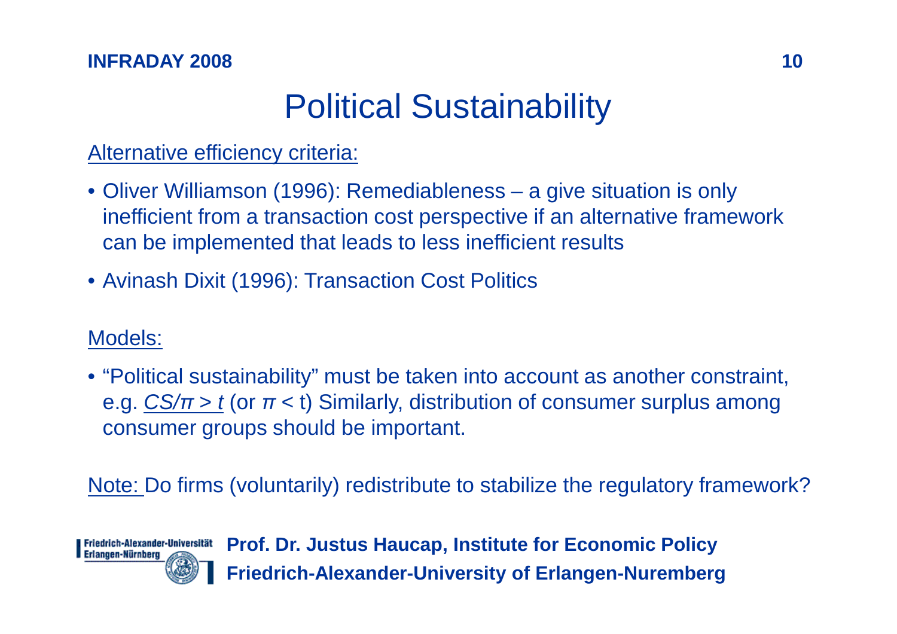# Political Sustainability

Alternative efficiency criteria:

- Oliver Williamson (1996): Remediableness – a give situation is only inefficient from a transaction cost perspective if an alternative framework can be implemented that leads to less inefficient results
- Avinash Dixit (1996): Transaction Cost Politics

Models:

- "Political sustainability" must be taken into account as another constraint, e.g. $CS/\pi > t$ (or $\pi < t$) Similarly, distribution of consumer surplus among consumer groups should be important.

Note: Do firms (voluntarily) redistribute to stabilize the regulatory framework?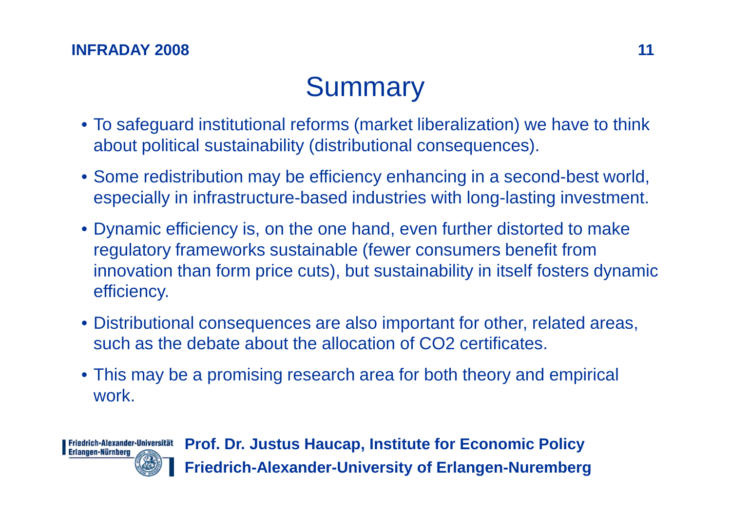# Summary

- To safeguard institutional reforms (market liberalization) we have to think about political sustainability (distributional consequences).
- Some redistribution may be efficiency enhancing in a second-best world, especially in infrastructure-based industries with long-lasting investment.
- Dynamic efficiency is, on the one hand, even further distorted to make regulatory frameworks sustainable (fewer consumers benefit from innovation than form price cuts), but sustainability in itself fosters dynamic efficiency.
- Distributional consequences are also important for other, related areas, such as the debate about the allocation of $CO_2$ certificates.
- This may be a promising research area for both theory and empirical work.

**Prof. Dr. Justus Haucap, Institute for Economic Policy**
**Friedrich-Alexander-University of Erlangen-Nuremberg**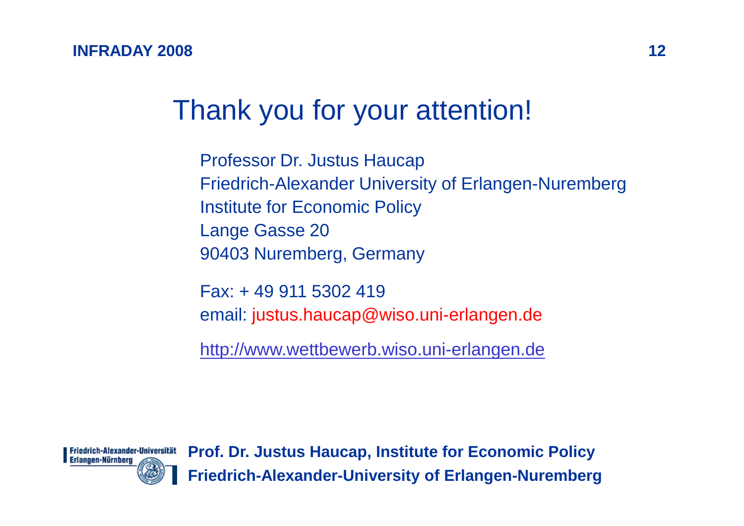# Thank you for your attention!

Professor Dr. Justus Haucap
Friedrich-Alexander University of Erlangen-Nuremberg
Institute for Economic Policy
Lange Gasse 20
90403 Nuremberg, Germany

Fax: + 49 911 5302 419
email: justus.haucap@wiso.uni-erlangen.de

http://www.wettbewerb.wiso.uni-erlangen.de